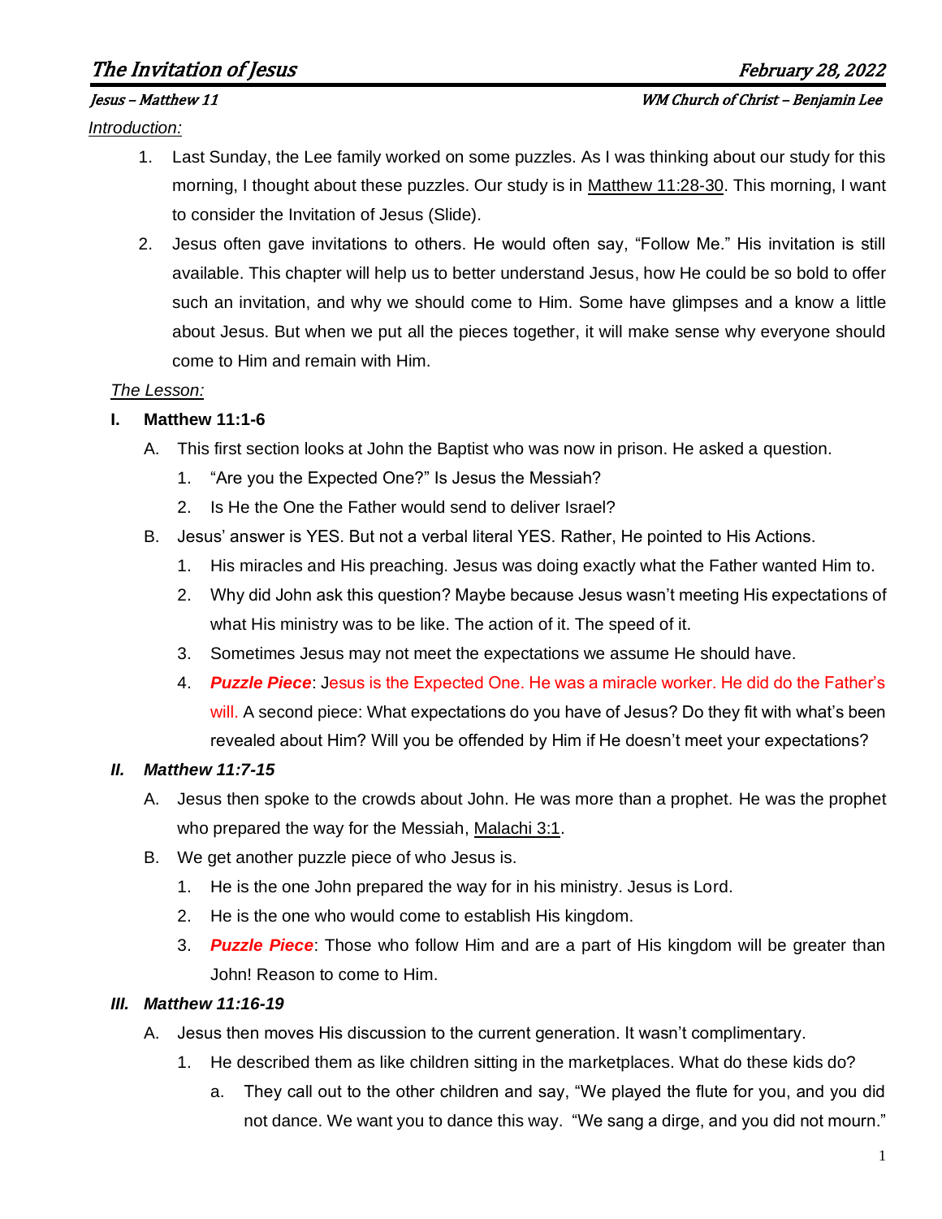# *The Invitation of Jesus*

*February 28, 2022*

*Jesus – Matthew 11*

*WM Church of Christ – Benjamin Lee*

*Introduction:*

1. Last Sunday, the Lee family worked on some puzzles. As I was thinking about our study for this morning, I thought about these puzzles. Our study is in Matthew 11:28-30. This morning, I want to consider the Invitation of Jesus (Slide).
2. Jesus often gave invitations to others. He would often say, "Follow Me." His invitation is still available. This chapter will help us to better understand Jesus, how He could be so bold to offer such an invitation, and why we should come to Him. Some have glimpses and a know a little about Jesus. But when we put all the pieces together, it will make sense why everyone should come to Him and remain with Him.

*The Lesson:*

**I. Matthew 11:1-6**

A. This first section looks at John the Baptist who was now in prison. He asked a question.
   1. "Are you the Expected One?" Is Jesus the Messiah?
   2. Is He the One the Father would send to deliver Israel?

B. Jesus' answer is YES. But not a verbal literal YES. Rather, He pointed to His Actions.
   1. His miracles and His preaching. Jesus was doing exactly what the Father wanted Him to.
   2. Why did John ask this question? Maybe because Jesus wasn't meeting His expectations of what His ministry was to be like. The action of it. The speed of it.
   3. Sometimes Jesus may not meet the expectations we assume He should have.
   4. ***Puzzle Piece***: Jesus is the Expected One. He was a miracle worker. He did do the Father's will. A second piece: What expectations do you have of Jesus? Do they fit with what's been revealed about Him? Will you be offended by Him if He doesn't meet your expectations?

***II. Matthew 11:7-15***

A. Jesus then spoke to the crowds about John. He was more than a prophet. He was the prophet who prepared the way for the Messiah, Malachi 3:1.

B. We get another puzzle piece of who Jesus is.
   1. He is the one John prepared the way for in his ministry. Jesus is Lord.
   2. He is the one who would come to establish His kingdom.
   3. ***Puzzle Piece***: Those who follow Him and are a part of His kingdom will be greater than John! Reason to come to Him.

***III. Matthew 11:16-19***

A. Jesus then moves His discussion to the current generation. It wasn't complimentary.
   1. He described them as like children sitting in the marketplaces. What do these kids do?
      a. They call out to the other children and say, "We played the flute for you, and you did not dance. We want you to dance this way. "We sang a dirge, and you did not mourn."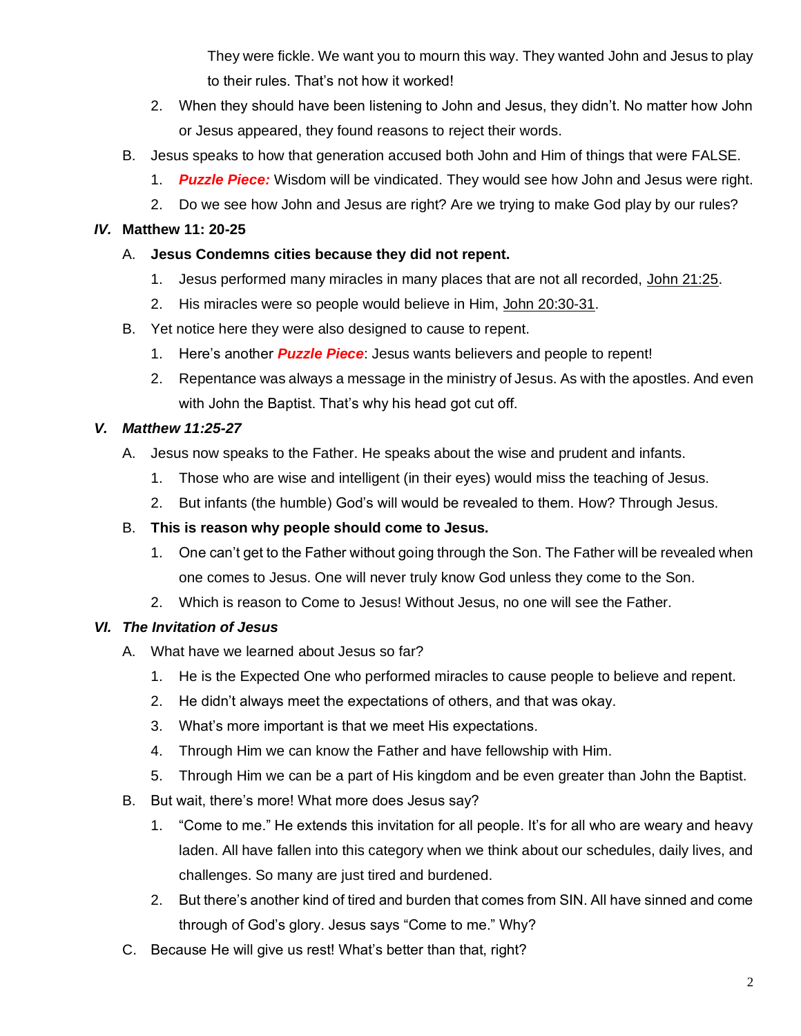They were fickle. We want you to mourn this way. They wanted John and Jesus to play to their rules. That's not how it worked!

2. When they should have been listening to John and Jesus, they didn't. No matter how John or Jesus appeared, they found reasons to reject their words.

B. Jesus speaks to how that generation accused both John and Him of things that were FALSE.
   1. ***Puzzle Piece:*** Wisdom will be vindicated. They would see how John and Jesus were right.
   2. Do we see how John and Jesus are right? Are we trying to make God play by our rules?

### *IV.* Matthew 11: 20-25

A. **Jesus Condemns cities because they did not repent.**
   1. Jesus performed many miracles in many places that are not all recorded, John 21:25.
   2. His miracles were so people would believe in Him, John 20:30-31.

B. Yet notice here they were also designed to cause to repent.
   1. Here's another ***Puzzle Piece***: Jesus wants believers and people to repent!
   2. Repentance was always a message in the ministry of Jesus. As with the apostles. And even with John the Baptist. That's why his head got cut off.

### *V. Matthew 11:25-27*

A. Jesus now speaks to the Father. He speaks about the wise and prudent and infants.
   1. Those who are wise and intelligent (in their eyes) would miss the teaching of Jesus.
   2. But infants (the humble) God's will would be revealed to them. How? Through Jesus.

B. **This is reason why people should come to Jesus.**
   1. One can't get to the Father without going through the Son. The Father will be revealed when one comes to Jesus. One will never truly know God unless they come to the Son.
   2. Which is reason to Come to Jesus! Without Jesus, no one will see the Father.

### *VI. The Invitation of Jesus*

A. What have we learned about Jesus so far?
   1. He is the Expected One who performed miracles to cause people to believe and repent.
   2. He didn't always meet the expectations of others, and that was okay.
   3. What's more important is that we meet His expectations.
   4. Through Him we can know the Father and have fellowship with Him.
   5. Through Him we can be a part of His kingdom and be even greater than John the Baptist.

B. But wait, there's more! What more does Jesus say?
   1. "Come to me." He extends this invitation for all people. It's for all who are weary and heavy laden. All have fallen into this category when we think about our schedules, daily lives, and challenges. So many are just tired and burdened.
   2. But there's another kind of tired and burden that comes from SIN. All have sinned and come through of God's glory. Jesus says "Come to me." Why?

C. Because He will give us rest! What's better than that, right?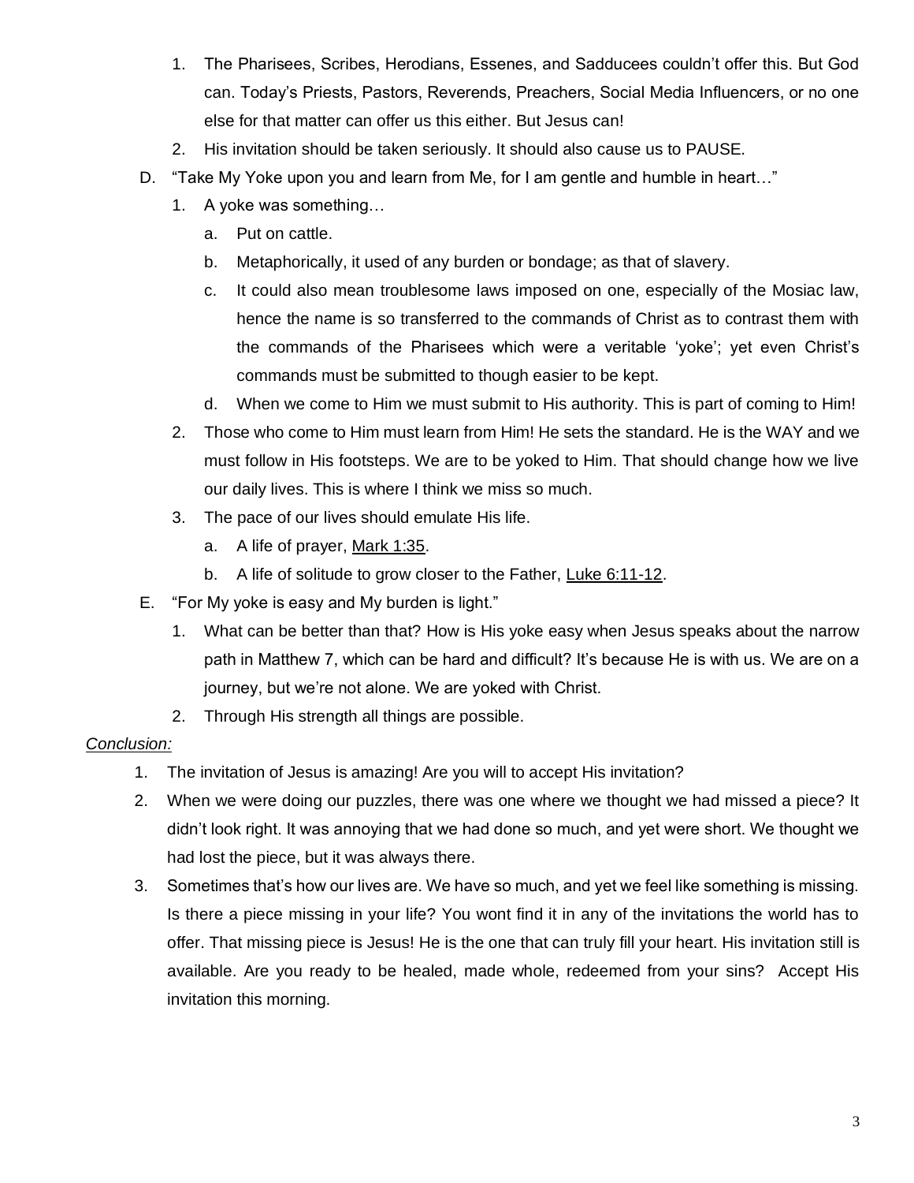1. The Pharisees, Scribes, Herodians, Essenes, and Sadducees couldn't offer this. But God can. Today's Priests, Pastors, Reverends, Preachers, Social Media Influencers, or no one else for that matter can offer us this either. But Jesus can!
2. His invitation should be taken seriously. It should also cause us to PAUSE.

D. "Take My Yoke upon you and learn from Me, for I am gentle and humble in heart…"

1. A yoke was something…
   a. Put on cattle.
   b. Metaphorically, it used of any burden or bondage; as that of slavery.
   c. It could also mean troublesome laws imposed on one, especially of the Mosiac law, hence the name is so transferred to the commands of Christ as to contrast them with the commands of the Pharisees which were a veritable 'yoke'; yet even Christ's commands must be submitted to though easier to be kept.
   d. When we come to Him we must submit to His authority. This is part of coming to Him!
2. Those who come to Him must learn from Him! He sets the standard. He is the WAY and we must follow in His footsteps. We are to be yoked to Him. That should change how we live our daily lives. This is where I think we miss so much.
3. The pace of our lives should emulate His life.
   a. A life of prayer, Mark 1:35.
   b. A life of solitude to grow closer to the Father, Luke 6:11-12.

E. "For My yoke is easy and My burden is light."

1. What can be better than that? How is His yoke easy when Jesus speaks about the narrow path in Matthew 7, which can be hard and difficult? It's because He is with us. We are on a journey, but we're not alone. We are yoked with Christ.
2. Through His strength all things are possible.

*Conclusion:*

1. The invitation of Jesus is amazing! Are you will to accept His invitation?
2. When we were doing our puzzles, there was one where we thought we had missed a piece? It didn't look right. It was annoying that we had done so much, and yet were short. We thought we had lost the piece, but it was always there.
3. Sometimes that's how our lives are. We have so much, and yet we feel like something is missing. Is there a piece missing in your life? You wont find it in any of the invitations the world has to offer. That missing piece is Jesus! He is the one that can truly fill your heart. His invitation still is available. Are you ready to be healed, made whole, redeemed from your sins? Accept His invitation this morning.